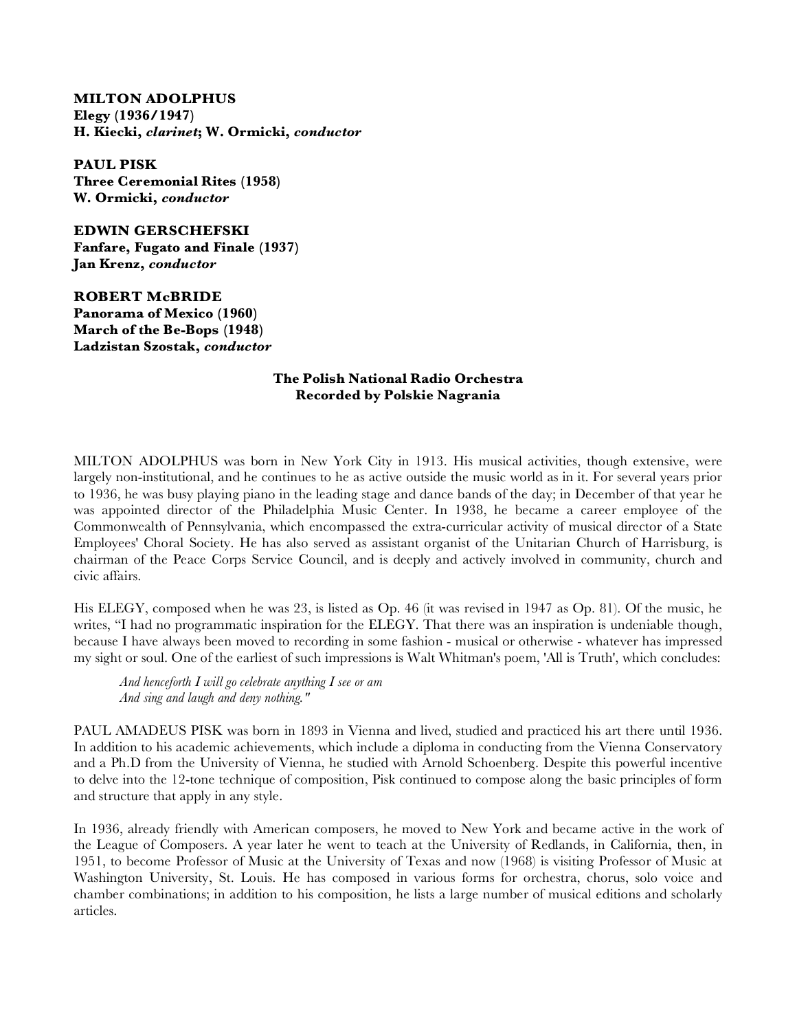**MILTON ADOLPHUS**
**Elegy (1936/1947)**
**H. Kiecki, *clarinet*; W. Ormicki, *conductor***

**PAUL PISK**
**Three Ceremonial Rites (1958)**
**W. Ormicki, *conductor***

**EDWIN GERSCHEFSKI**
**Fanfare, Fugato and Finale (1937)**
**Jan Krenz, *conductor***

**ROBERT McBRIDE**
**Panorama of Mexico (1960)**
**March of the Be-Bops (1948)**
**Ladzistan Szostak, *conductor***

**The Polish National Radio Orchestra**
**Recorded by Polskie Nagrania**

MILTON ADOLPHUS was born in New York City in 1913. His musical activities, though extensive, were largely non-institutional, and he continues to he as active outside the music world as in it. For several years prior to 1936, he was busy playing piano in the leading stage and dance bands of the day; in December of that year he was appointed director of the Philadelphia Music Center. In 1938, he became a career employee of the Commonwealth of Pennsylvania, which encompassed the extra-curricular activity of musical director of a State Employees' Choral Society. He has also served as assistant organist of the Unitarian Church of Harrisburg, is chairman of the Peace Corps Service Council, and is deeply and actively involved in community, church and civic affairs.

His ELEGY, composed when he was 23, is listed as Op. 46 (it was revised in 1947 as Op. 81). Of the music, he writes, "I had no programmatic inspiration for the ELEGY. That there was an inspiration is undeniable though, because I have always been moved to recording in some fashion - musical or otherwise - whatever has impressed my sight or soul. One of the earliest of such impressions is Walt Whitman's poem, 'All is Truth', which concludes:

> *And henceforth I will go celebrate anything I see or am*
> *And sing and laugh and deny nothing."*

PAUL AMADEUS PISK was born in 1893 in Vienna and lived, studied and practiced his art there until 1936. In addition to his academic achievements, which include a diploma in conducting from the Vienna Conservatory and a Ph.D from the University of Vienna, he studied with Arnold Schoenberg. Despite this powerful incentive to delve into the 12-tone technique of composition, Pisk continued to compose along the basic principles of form and structure that apply in any style.

In 1936, already friendly with American composers, he moved to New York and became active in the work of the League of Composers. A year later he went to teach at the University of Redlands, in California, then, in 1951, to become Professor of Music at the University of Texas and now (1968) is visiting Professor of Music at Washington University, St. Louis. He has composed in various forms for orchestra, chorus, solo voice and chamber combinations; in addition to his composition, he lists a large number of musical editions and scholarly articles.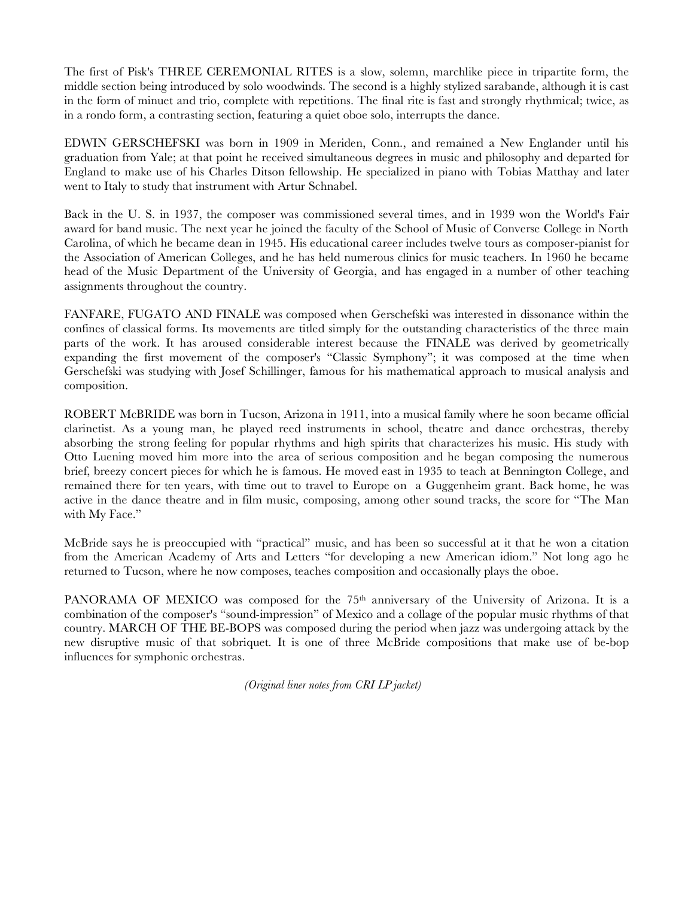The first of Pisk's THREE CEREMONIAL RITES is a slow, solemn, marchlike piece in tripartite form, the middle section being introduced by solo woodwinds. The second is a highly stylized sarabande, although it is cast in the form of minuet and trio, complete with repetitions. The final rite is fast and strongly rhythmical; twice, as in a rondo form, a contrasting section, featuring a quiet oboe solo, interrupts the dance.

EDWIN GERSCHEFSKI was born in 1909 in Meriden, Conn., and remained a New Englander until his graduation from Yale; at that point he received simultaneous degrees in music and philosophy and departed for England to make use of his Charles Ditson fellowship. He specialized in piano with Tobias Matthay and later went to Italy to study that instrument with Artur Schnabel.

Back in the U. S. in 1937, the composer was commissioned several times, and in 1939 won the World's Fair award for band music. The next year he joined the faculty of the School of Music of Converse College in North Carolina, of which he became dean in 1945. His educational career includes twelve tours as composer-pianist for the Association of American Colleges, and he has held numerous clinics for music teachers. In 1960 he became head of the Music Department of the University of Georgia, and has engaged in a number of other teaching assignments throughout the country.

FANFARE, FUGATO AND FINALE was composed when Gerschefski was interested in dissonance within the confines of classical forms. Its movements are titled simply for the outstanding characteristics of the three main parts of the work. It has aroused considerable interest because the FINALE was derived by geometrically expanding the first movement of the composer's "Classic Symphony"; it was composed at the time when Gerschefski was studying with Josef Schillinger, famous for his mathematical approach to musical analysis and composition.

ROBERT McBRIDE was born in Tucson, Arizona in 1911, into a musical family where he soon became official clarinetist. As a young man, he played reed instruments in school, theatre and dance orchestras, thereby absorbing the strong feeling for popular rhythms and high spirits that characterizes his music. His study with Otto Luening moved him more into the area of serious composition and he began composing the numerous brief, breezy concert pieces for which he is famous. He moved east in 1935 to teach at Bennington College, and remained there for ten years, with time out to travel to Europe on a Guggenheim grant. Back home, he was active in the dance theatre and in film music, composing, among other sound tracks, the score for "The Man with My Face."

McBride says he is preoccupied with "practical" music, and has been so successful at it that he won a citation from the American Academy of Arts and Letters "for developing a new American idiom." Not long ago he returned to Tucson, where he now composes, teaches composition and occasionally plays the oboe.

PANORAMA OF MEXICO was composed for the 75th anniversary of the University of Arizona. It is a combination of the composer's "sound-impression" of Mexico and a collage of the popular music rhythms of that country. MARCH OF THE BE-BOPS was composed during the period when jazz was undergoing attack by the new disruptive music of that sobriquet. It is one of three McBride compositions that make use of be-bop influences for symphonic orchestras.

*(Original liner notes from CRI LP jacket)*